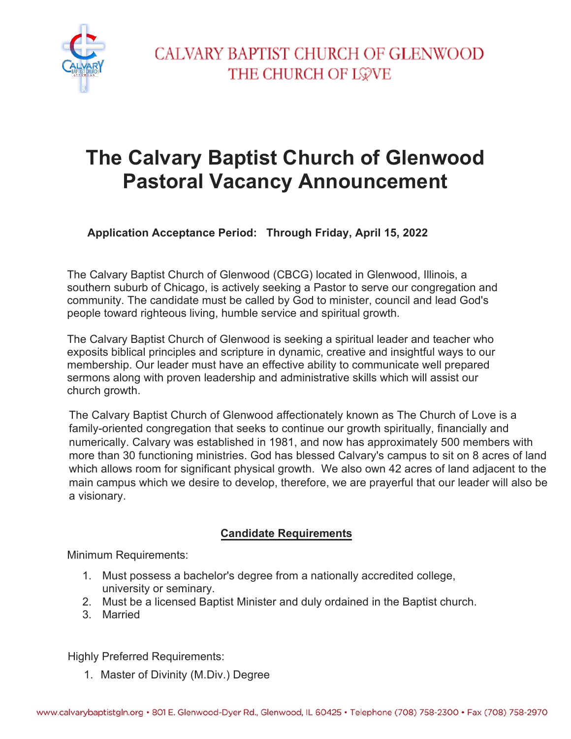CALVARY BAPTIST CHURCH OF GLENWOOD
THE CHURCH OF LOVE

# The Calvary Baptist Church of Glenwood Pastoral Vacancy Announcement

**Application Acceptance Period: Through Friday, April 15, 2022**

The Calvary Baptist Church of Glenwood (CBCG) located in Glenwood, Illinois, a southern suburb of Chicago, is actively seeking a Pastor to serve our congregation and community. The candidate must be called by God to minister, council and lead God's people toward righteous living, humble service and spiritual growth.

The Calvary Baptist Church of Glenwood is seeking a spiritual leader and teacher who exposits biblical principles and scripture in dynamic, creative and insightful ways to our membership. Our leader must have an effective ability to communicate well prepared sermons along with proven leadership and administrative skills which will assist our church growth.

The Calvary Baptist Church of Glenwood affectionately known as The Church of Love is a family-oriented congregation that seeks to continue our growth spiritually, financially and numerically. Calvary was established in 1981, and now has approximately 500 members with more than 30 functioning ministries. God has blessed Calvary's campus to sit on 8 acres of land which allows room for significant physical growth. We also own 42 acres of land adjacent to the main campus which we desire to develop, therefore, we are prayerful that our leader will also be a visionary.

## Candidate Requirements

Minimum Requirements:

1. Must possess a bachelor's degree from a nationally accredited college, university or seminary.
2. Must be a licensed Baptist Minister and duly ordained in the Baptist church.
3. Married

Highly Preferred Requirements:

1. Master of Divinity (M.Div.) Degree

www.calvarybaptistgln.org • 801 E. Glenwood-Dyer Rd., Glenwood, IL 60425 • Telephone (708) 758-2300 • Fax (708) 758-2970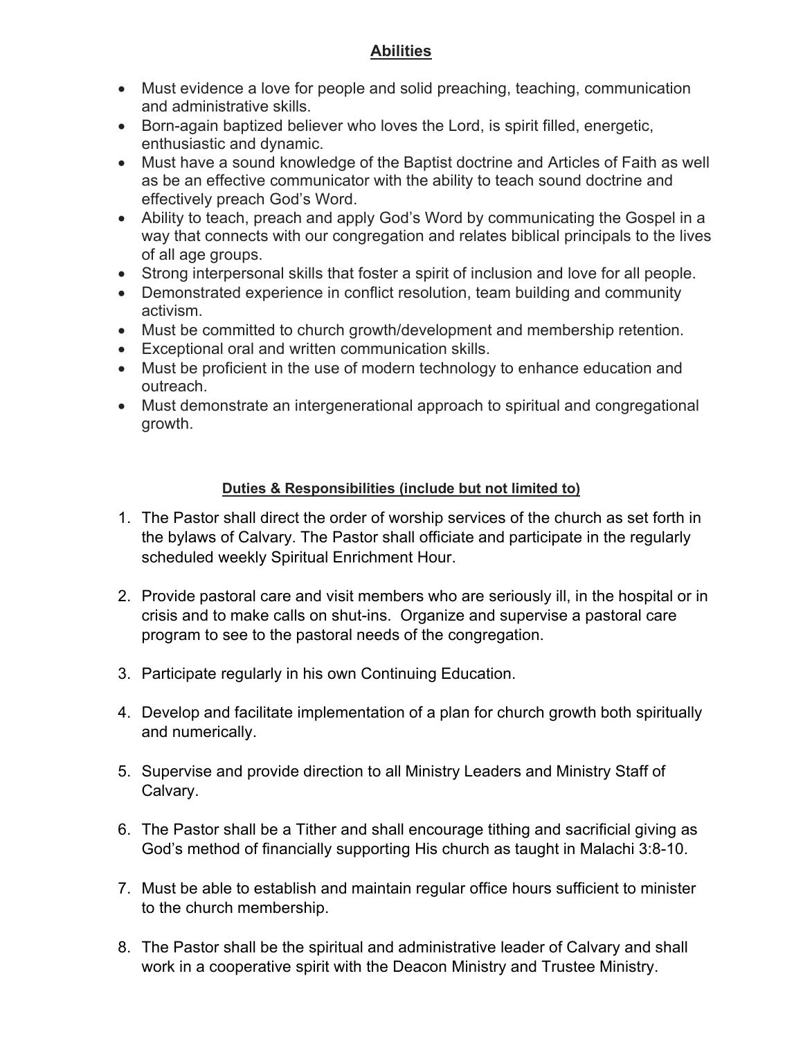## Abilities

- Must evidence a love for people and solid preaching, teaching, communication and administrative skills.
- Born-again baptized believer who loves the Lord, is spirit filled, energetic, enthusiastic and dynamic.
- Must have a sound knowledge of the Baptist doctrine and Articles of Faith as well as be an effective communicator with the ability to teach sound doctrine and effectively preach God's Word.
- Ability to teach, preach and apply God's Word by communicating the Gospel in a way that connects with our congregation and relates biblical principals to the lives of all age groups.
- Strong interpersonal skills that foster a spirit of inclusion and love for all people.
- Demonstrated experience in conflict resolution, team building and community activism.
- Must be committed to church growth/development and membership retention.
- Exceptional oral and written communication skills.
- Must be proficient in the use of modern technology to enhance education and outreach.
- Must demonstrate an intergenerational approach to spiritual and congregational growth.

## Duties & Responsibilities (include but not limited to)

1. The Pastor shall direct the order of worship services of the church as set forth in the bylaws of Calvary. The Pastor shall officiate and participate in the regularly scheduled weekly Spiritual Enrichment Hour.

2. Provide pastoral care and visit members who are seriously ill, in the hospital or in crisis and to make calls on shut-ins. Organize and supervise a pastoral care program to see to the pastoral needs of the congregation.

3. Participate regularly in his own Continuing Education.

4. Develop and facilitate implementation of a plan for church growth both spiritually and numerically.

5. Supervise and provide direction to all Ministry Leaders and Ministry Staff of Calvary.

6. The Pastor shall be a Tither and shall encourage tithing and sacrificial giving as God's method of financially supporting His church as taught in Malachi 3:8-10.

7. Must be able to establish and maintain regular office hours sufficient to minister to the church membership.

8. The Pastor shall be the spiritual and administrative leader of Calvary and shall work in a cooperative spirit with the Deacon Ministry and Trustee Ministry.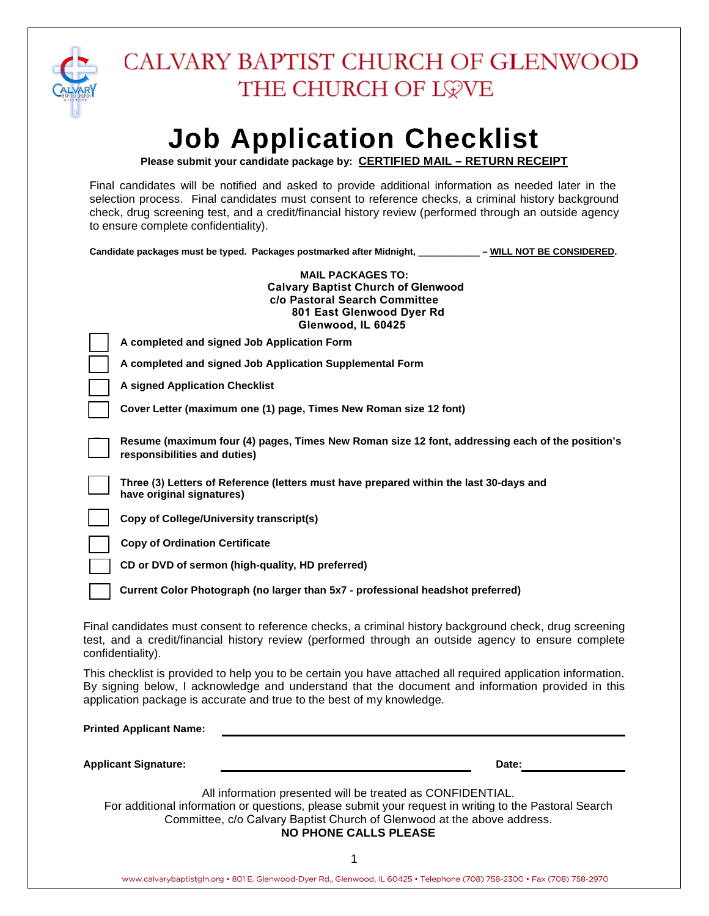# CALVARY BAPTIST CHURCH OF GLENWOOD
## THE CHURCH OF LOVE

# Job Application Checklist

**Please submit your candidate package by: <u>CERTIFIED MAIL – RETURN RECEIPT</u>**

Final candidates will be notified and asked to provide additional information as needed later in the selection process. Final candidates must consent to reference checks, a criminal history background check, drug screening test, and a credit/financial history review (performed through an outside agency to ensure complete confidentiality).

**Candidate packages must be typed. Packages postmarked after Midnight, ___________ – <u>WILL NOT BE CONSIDERED</u>.**

**MAIL PACKAGES TO:**
**Calvary Baptist Church of Glenwood**
**c/o Pastoral Search Committee**
**801 East Glenwood Dyer Rd**
**Glenwood, IL 60425**

- ☐ **A completed and signed Job Application Form**
- ☐ **A completed and signed Job Application Supplemental Form**
- ☐ **A signed Application Checklist**
- ☐ **Cover Letter (maximum one (1) page, Times New Roman size 12 font)**
- ☐ **Resume (maximum four (4) pages, Times New Roman size 12 font, addressing each of the position's responsibilities and duties)**
- ☐ **Three (3) Letters of Reference (letters must have prepared within the last 30-days and have original signatures)**
- ☐ **Copy of College/University transcript(s)**
- ☐ **Copy of Ordination Certificate**
- ☐ **CD or DVD of sermon (high-quality, HD preferred)**
- ☐ **Current Color Photograph (no larger than 5x7 - professional headshot preferred)**

Final candidates must consent to reference checks, a criminal history background check, drug screening test, and a credit/financial history review (performed through an outside agency to ensure complete confidentiality).

This checklist is provided to help you to be certain you have attached all required application information. By signing below, I acknowledge and understand that the document and information provided in this application package is accurate and true to the best of my knowledge.

**Printed Applicant Name:** ______________________________

**Applicant Signature:** ______________________________ **Date:** ______________

All information presented will be treated as CONFIDENTIAL.
For additional information or questions, please submit your request in writing to the Pastoral Search Committee, c/o Calvary Baptist Church of Glenwood at the above address.
**NO PHONE CALLS PLEASE**

www.calvarybaptistgln.org • 801 E. Glenwood-Dyer Rd., Glenwood, IL 60425 • Telephone (708) 758-2300 • Fax (708) 758-2970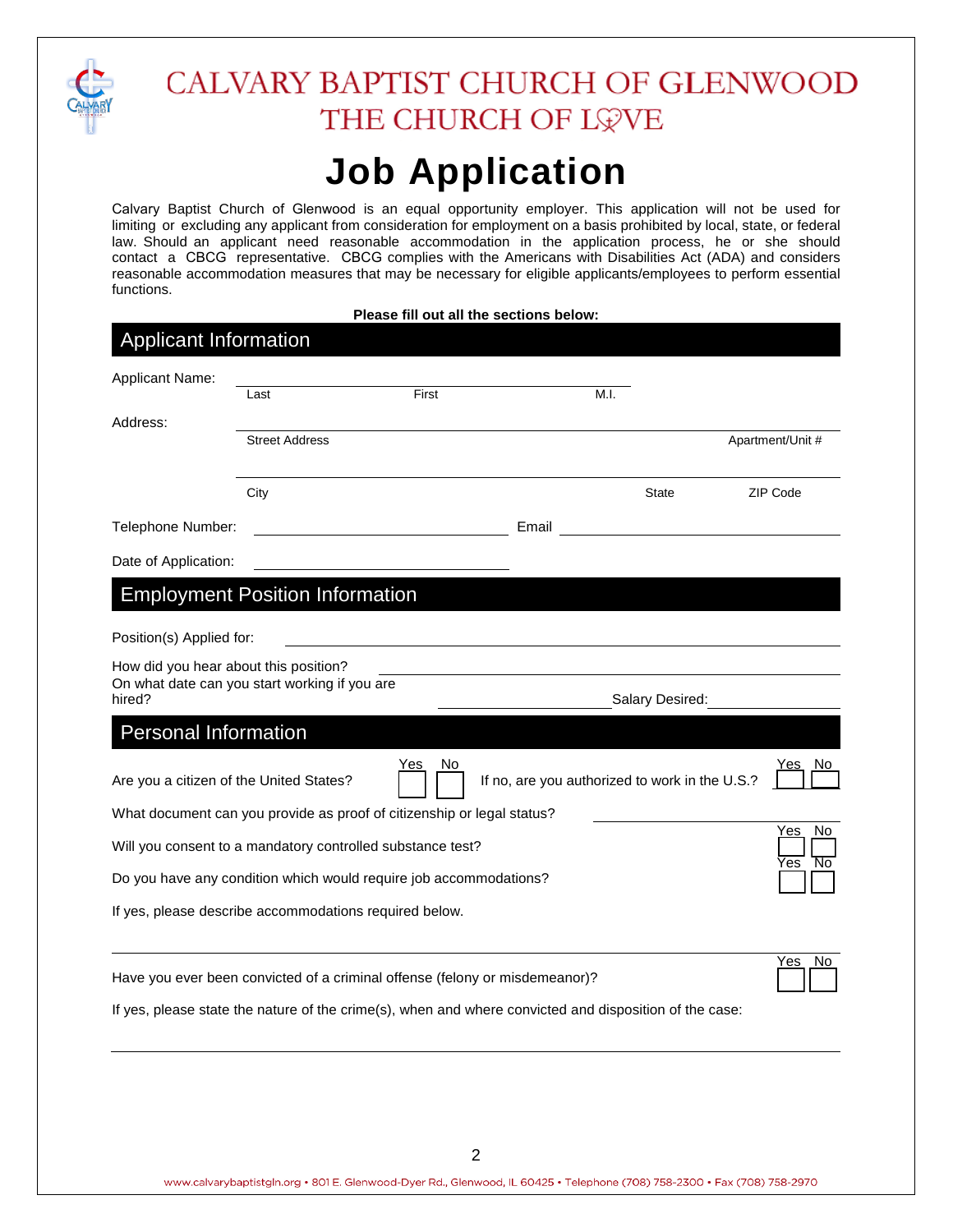# CALVARY BAPTIST CHURCH OF GLENWOOD
## THE CHURCH OF LOVE

# Job Application

Calvary Baptist Church of Glenwood is an equal opportunity employer. This application will not be used for limiting or excluding any applicant from consideration for employment on a basis prohibited by local, state, or federal law. Should an applicant need reasonable accommodation in the application process, he or she should contact a CBCG representative. CBCG complies with the Americans with Disabilities Act (ADA) and considers reasonable accommodation measures that may be necessary for eligible applicants/employees to perform essential functions.

**Please fill out all the sections below:**

## Applicant Information

Applicant Name: ______________________________
Last First M.I.

Address: ______________________________
Street Address Apartment/Unit #

______________________________
City State ZIP Code

Telephone Number: ______________________ Email ______________________

Date of Application: ______________________

## Employment Position Information

Position(s) Applied for: ______________________

How did you hear about this position? ______________________

On what date can you start working if you are hired? ______________________ Salary Desired: ______________________

## Personal Information

Are you a citizen of the United States? Yes ☐ No ☐ If no, are you authorized to work in the U.S.? Yes ☐ No ☐

What document can you provide as proof of citizenship or legal status? ______________________

Will you consent to a mandatory controlled substance test? Yes ☐ No ☐

Do you have any condition which would require job accommodations? Yes ☐ No ☐

If yes, please describe accommodations required below.

______________________________

Have you ever been convicted of a criminal offense (felony or misdemeanor)? Yes ☐ No ☐

If yes, please state the nature of the crime(s), when and where convicted and disposition of the case:

______________________________

www.calvarybaptistgln.org • 801 E. Glenwood-Dyer Rd., Glenwood, IL 60425 • Telephone (708) 758-2300 • Fax (708) 758-2970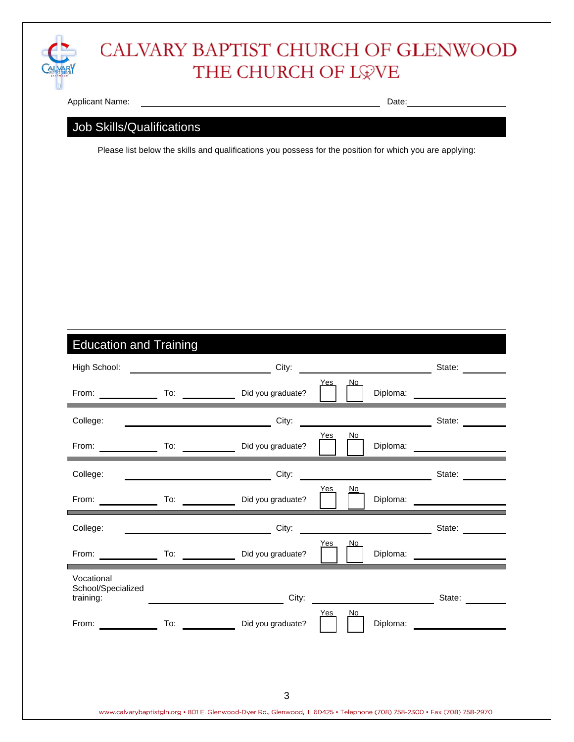# CALVARY BAPTIST CHURCH OF GLENWOOD
## THE CHURCH OF LOVE

Applicant Name: _______________________________________ Date: _______________

## Job Skills/Qualifications

Please list below the skills and qualifications you possess for the position for which you are applying:

## Education and Training

High School: ______________________ City: ______________________ State: ________

From: __________ To: __________ Did you graduate? Yes ☐ No ☐ Diploma: ______________

College: ______________________ City: ______________________ State: ________

From: __________ To: __________ Did you graduate? Yes ☐ No ☐ Diploma: ______________

College: ______________________ City: ______________________ State: ________

From: __________ To: __________ Did you graduate? Yes ☐ No ☐ Diploma: ______________

College: ______________________ City: ______________________ State: ________

From: __________ To: __________ Did you graduate? Yes ☐ No ☐ Diploma: ______________

Vocational School/Specialized training: ______________________ City: ______________________ State: ________

From: __________ To: __________ Did you graduate? Yes ☐ No ☐ Diploma: ______________

www.calvarybaptistgln.org • 801 E. Glenwood-Dyer Rd., Glenwood, IL 60425 • Telephone (708) 758-2300 • Fax (708) 758-2970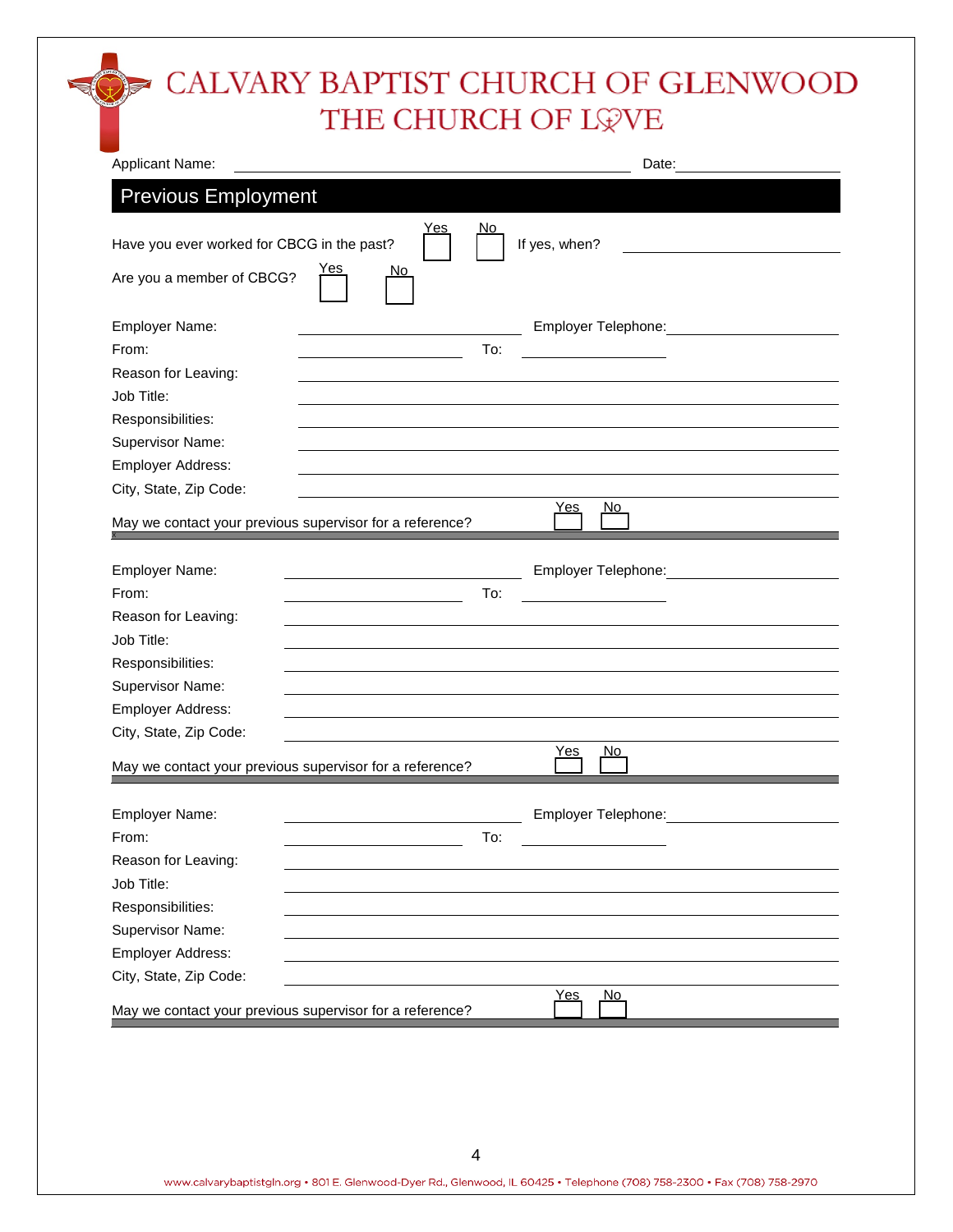# CALVARY BAPTIST CHURCH OF GLENWOOD
## THE CHURCH OF LOVE

Applicant Name: ______________________________ Date: ______________

## Previous Employment

Have you ever worked for CBCG in the past? Yes ☐ No ☐ If yes, when? ______________

Are you a member of CBCG? Yes ☐ No ☐

Employer Name: ______________________ Employer Telephone: ______________

From: ______________ To: ______________

Reason for Leaving: ______________________________

Job Title: ______________________________

Responsibilities: ______________________________

Supervisor Name: ______________________________

Employer Address: ______________________________

City, State, Zip Code: ______________________________

May we contact your previous supervisor for a reference? Yes ☐ No ☐

---

Employer Name: ______________________ Employer Telephone: ______________

From: ______________ To: ______________

Reason for Leaving: ______________________________

Job Title: ______________________________

Responsibilities: ______________________________

Supervisor Name: ______________________________

Employer Address: ______________________________

City, State, Zip Code: ______________________________

May we contact your previous supervisor for a reference? Yes ☐ No ☐

---

Employer Name: ______________________ Employer Telephone: ______________

From: ______________ To: ______________

Reason for Leaving: ______________________________

Job Title: ______________________________

Responsibilities: ______________________________

Supervisor Name: ______________________________

Employer Address: ______________________________

City, State, Zip Code: ______________________________

May we contact your previous supervisor for a reference? Yes ☐ No ☐

www.calvarybaptistgln.org • 801 E. Glenwood-Dyer Rd., Glenwood, IL 60425 • Telephone (708) 758-2300 • Fax (708) 758-2970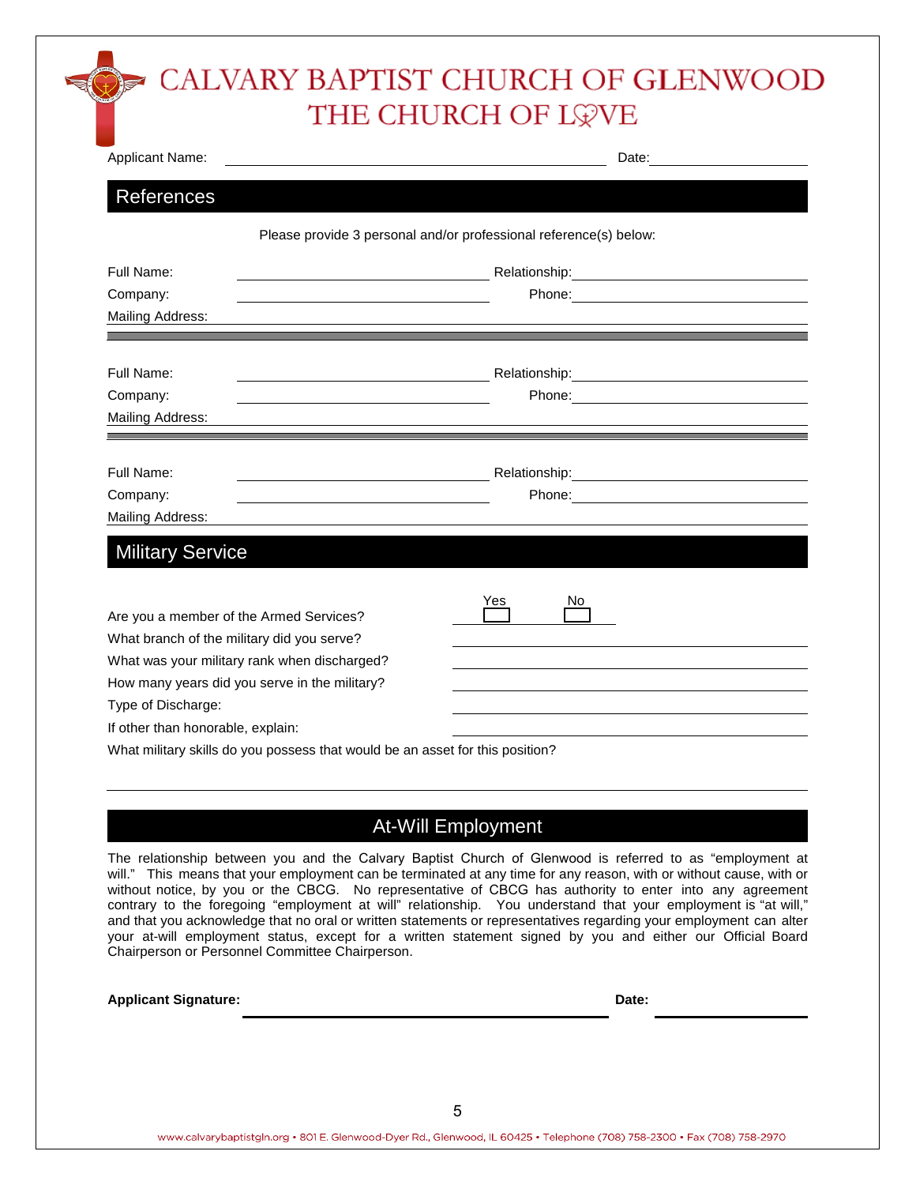# CALVARY BAPTIST CHURCH OF GLENWOOD
## THE CHURCH OF LOVE

Applicant Name: ______________________________ Date: ______________

## References

Please provide 3 personal and/or professional reference(s) below:

Full Name: ______________________ Relationship: ______________________

Company: ______________________ Phone: ______________________

Mailing Address: ____________________________________________

Full Name: ______________________ Relationship: ______________________

Company: ______________________ Phone: ______________________

Mailing Address: ____________________________________________

Full Name: ______________________ Relationship: ______________________

Company: ______________________ Phone: ______________________

Mailing Address: ____________________________________________

## Military Service

Are you a member of the Armed Services? Yes ☐ No ☐

What branch of the military did you serve? ______________________

What was your military rank when discharged? ______________________

How many years did you serve in the military? ______________________

Type of Discharge: ______________________

If other than honorable, explain: ______________________

What military skills do you possess that would be an asset for this position?

____________________________________________

## At-Will Employment

The relationship between you and the Calvary Baptist Church of Glenwood is referred to as "employment at will." This means that your employment can be terminated at any time for any reason, with or without cause, with or without notice, by you or the CBCG. No representative of CBCG has authority to enter into any agreement contrary to the foregoing "employment at will" relationship. You understand that your employment is "at will," and that you acknowledge that no oral or written statements or representatives regarding your employment can alter your at-will employment status, except for a written statement signed by you and either our Official Board Chairperson or Personnel Committee Chairperson.

**Applicant Signature:** ______________________________ **Date:** ______________

www.calvarybaptistgln.org • 801 E. Glenwood-Dyer Rd., Glenwood, IL 60425 • Telephone (708) 758-2300 • Fax (708) 758-2970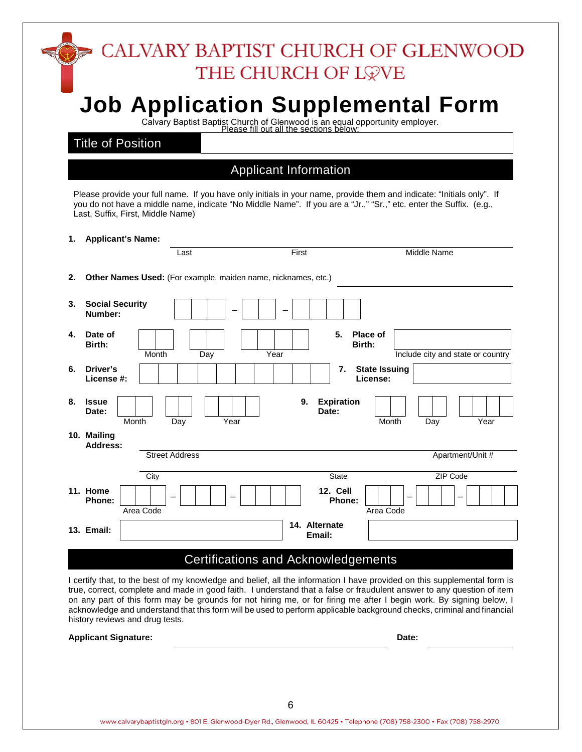# CALVARY BAPTIST CHURCH OF GLENWOOD
## THE CHURCH OF LOVE

# Job Application Supplemental Form

Calvary Baptist Baptist Church of Glenwood is an equal opportunity employer.
Please fill out all the sections below:

**Title of Position**

## Applicant Information

Please provide your full name. If you have only initials in your name, provide them and indicate: "Initials only". If you do not have a middle name, indicate "No Middle Name". If you are a "Jr.," "Sr.," etc. enter the Suffix. (e.g., Last, Suffix, First, Middle Name)

1. **Applicant's Name:** ____________ Last ____________ First ____________ Middle Name

2. **Other Names Used:** (For example, maiden name, nicknames, etc.) ____________

3. **Social Security Number:** ☐☐☐ – ☐☐ – ☐☐☐☐

4. **Date of Birth:** ☐☐ Month ☐☐ Day ☐☐☐☐ Year

5. **Place of Birth:** ____________ Include city and state or country

6. **Driver's License #:** ____________

7. **State Issuing License:** ____________

8. **Issue Date:** ☐☐ Month ☐☐ Day ☐☐☐☐ Year

9. **Expiration Date:** ☐☐ Month ☐☐ Day ☐☐☐☐ Year

10. **Mailing Address:**
    ____________ Street Address ____________ Apartment/Unit #
    ____________ City ____________ State ____________ ZIP Code

11. **Home Phone:** ☐☐☐ – ☐☐☐ – ☐☐☐☐ Area Code

12. **Cell Phone:** ☐☐☐ – ☐☐☐ – ☐☐☐☐ Area Code

13. **Email:** ____________

14. **Alternate Email:** ____________

## Certifications and Acknowledgements

I certify that, to the best of my knowledge and belief, all the information I have provided on this supplemental form is true, correct, complete and made in good faith. I understand that a false or fraudulent answer to any question of item on any part of this form may be grounds for not hiring me, or for firing me after I begin work. By signing below, I acknowledge and understand that this form will be used to perform applicable background checks, criminal and financial history reviews and drug tests.

**Applicant Signature:** ______________________ **Date:** ____________

www.calvarybaptistgln.org • 801 E. Glenwood-Dyer Rd., Glenwood, IL 60425 • Telephone (708) 758-2300 • Fax (708) 758-2970